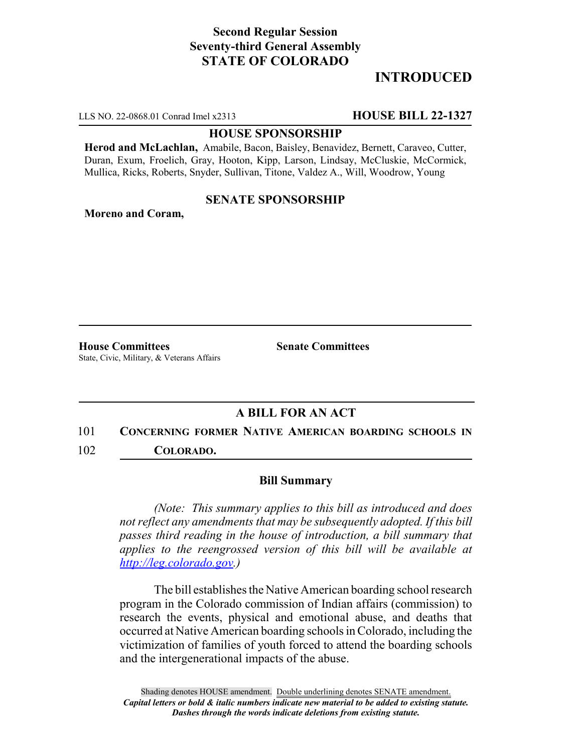**Second Regular Session**
**Seventy-third General Assembly**
**STATE OF COLORADO**

# INTRODUCED

LLS NO. 22-0868.01 Conrad Imel x2313 **HOUSE BILL 22-1327**

**HOUSE SPONSORSHIP**

**Herod and McLachlan,** Amabile, Bacon, Baisley, Benavidez, Bernett, Caraveo, Cutter, Duran, Exum, Froelich, Gray, Hooton, Kipp, Larson, Lindsay, McCluskie, McCormick, Mullica, Ricks, Roberts, Snyder, Sullivan, Titone, Valdez A., Will, Woodrow, Young

**SENATE SPONSORSHIP**

**Moreno and Coram,**

**House Committees**
State, Civic, Military, & Veterans Affairs

**Senate Committees**

## A BILL FOR AN ACT

101 **CONCERNING FORMER NATIVE AMERICAN BOARDING SCHOOLS IN**
102 **COLORADO.**

### Bill Summary

*(Note: This summary applies to this bill as introduced and does not reflect any amendments that may be subsequently adopted. If this bill passes third reading in the house of introduction, a bill summary that applies to the reengrossed version of this bill will be available at http://leg.colorado.gov.)*

The bill establishes the Native American boarding school research program in the Colorado commission of Indian affairs (commission) to research the events, physical and emotional abuse, and deaths that occurred at Native American boarding schools in Colorado, including the victimization of families of youth forced to attend the boarding schools and the intergenerational impacts of the abuse.

Shading denotes HOUSE amendment. Double underlining denotes SENATE amendment.
*Capital letters or bold & italic numbers indicate new material to be added to existing statute.*
*Dashes through the words indicate deletions from existing statute.*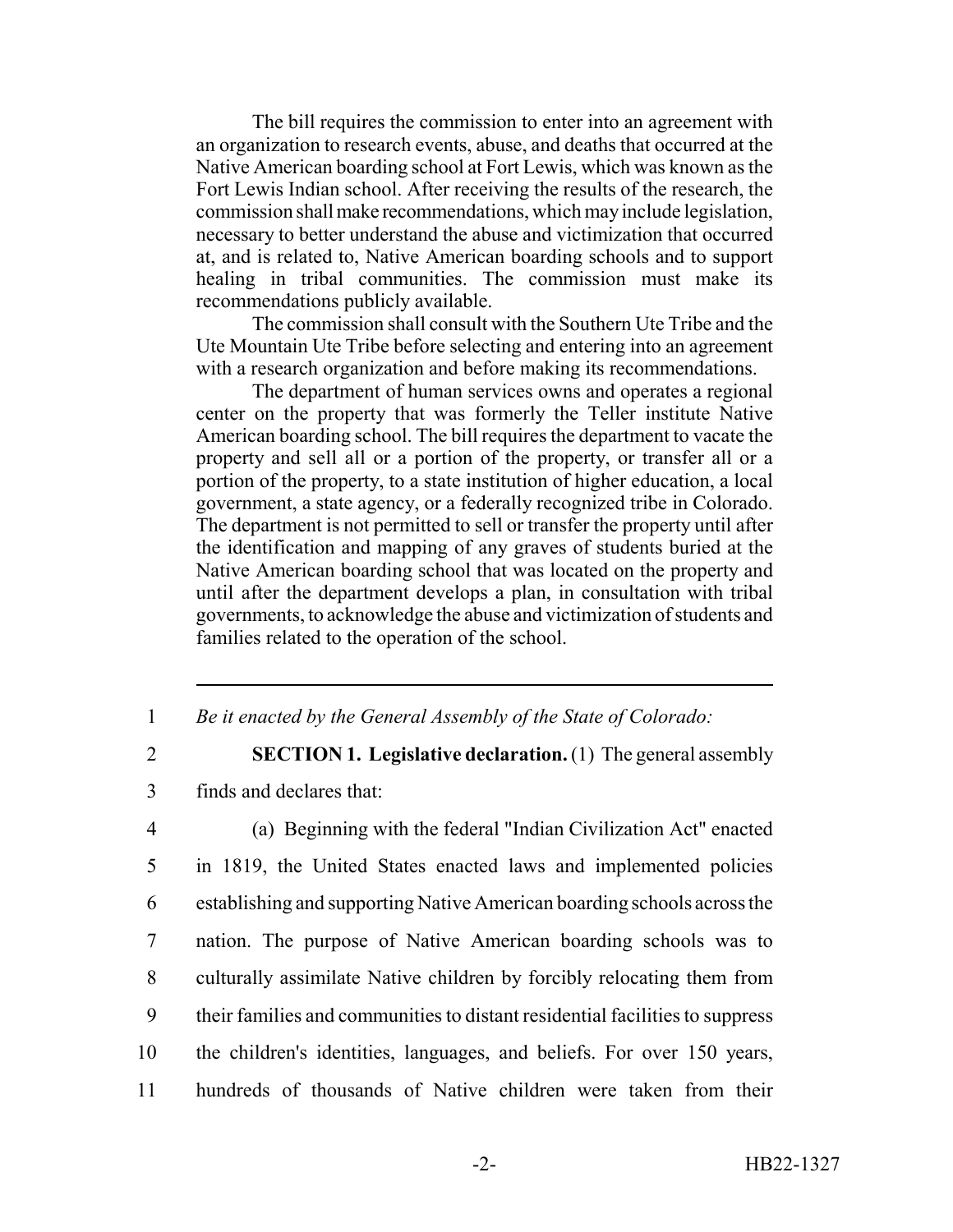The bill requires the commission to enter into an agreement with an organization to research events, abuse, and deaths that occurred at the Native American boarding school at Fort Lewis, which was known as the Fort Lewis Indian school. After receiving the results of the research, the commission shall make recommendations, which may include legislation, necessary to better understand the abuse and victimization that occurred at, and is related to, Native American boarding schools and to support healing in tribal communities. The commission must make its recommendations publicly available.

The commission shall consult with the Southern Ute Tribe and the Ute Mountain Ute Tribe before selecting and entering into an agreement with a research organization and before making its recommendations.

The department of human services owns and operates a regional center on the property that was formerly the Teller institute Native American boarding school. The bill requires the department to vacate the property and sell all or a portion of the property, or transfer all or a portion of the property, to a state institution of higher education, a local government, a state agency, or a federally recognized tribe in Colorado. The department is not permitted to sell or transfer the property until after the identification and mapping of any graves of students buried at the Native American boarding school that was located on the property and until after the department develops a plan, in consultation with tribal governments, to acknowledge the abuse and victimization of students and families related to the operation of the school.

---

1 *Be it enacted by the General Assembly of the State of Colorado:*

2 **SECTION 1. Legislative declaration.** (1) The general assembly
3 finds and declares that:

4 (a) Beginning with the federal "Indian Civilization Act" enacted
5 in 1819, the United States enacted laws and implemented policies
6 establishing and supporting Native American boarding schools across the
7 nation. The purpose of Native American boarding schools was to
8 culturally assimilate Native children by forcibly relocating them from
9 their families and communities to distant residential facilities to suppress
10 the children's identities, languages, and beliefs. For over 150 years,
11 hundreds of thousands of Native children were taken from their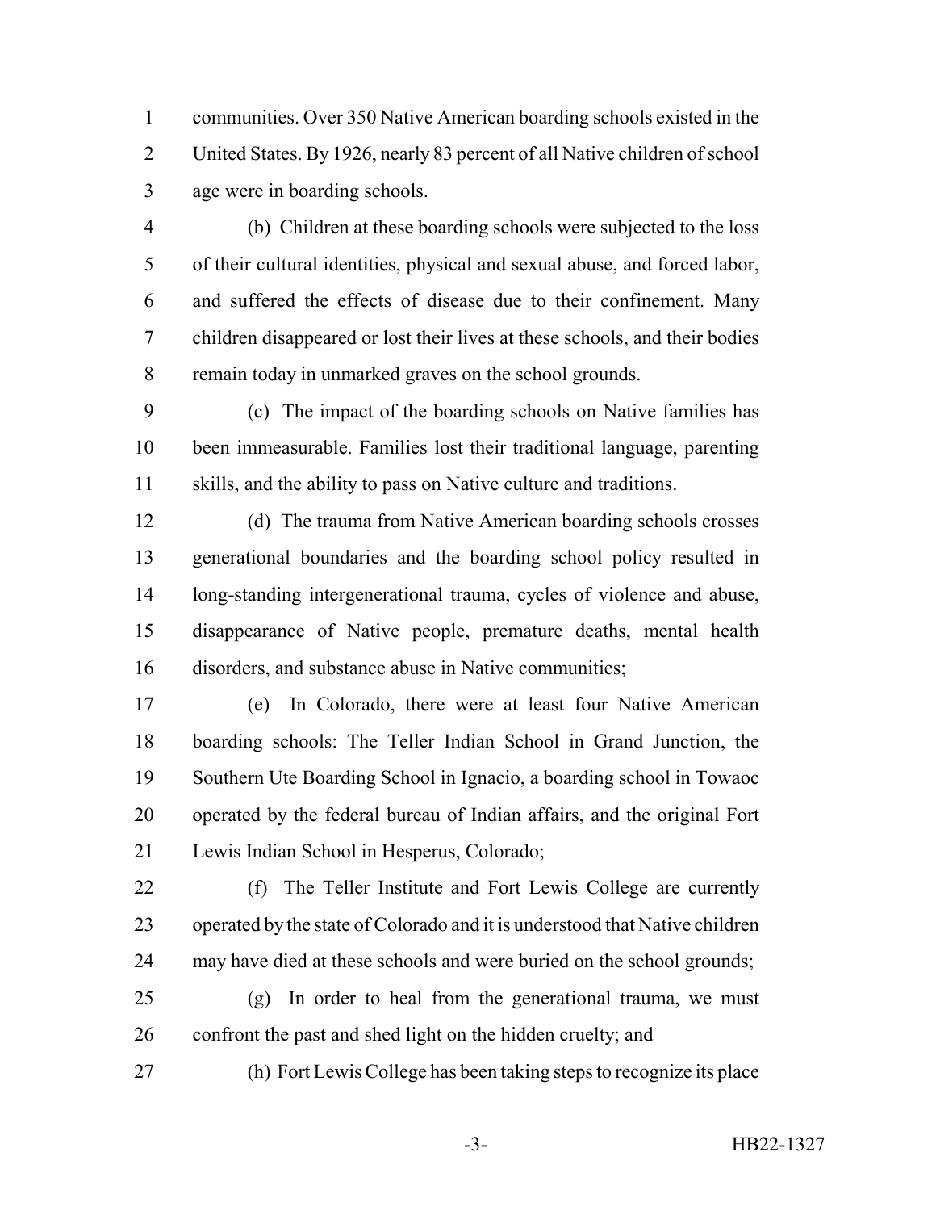communities. Over 350 Native American boarding schools existed in the United States. By 1926, nearly 83 percent of all Native children of school age were in boarding schools.

(b) Children at these boarding schools were subjected to the loss of their cultural identities, physical and sexual abuse, and forced labor, and suffered the effects of disease due to their confinement. Many children disappeared or lost their lives at these schools, and their bodies remain today in unmarked graves on the school grounds.

(c) The impact of the boarding schools on Native families has been immeasurable. Families lost their traditional language, parenting skills, and the ability to pass on Native culture and traditions.

(d) The trauma from Native American boarding schools crosses generational boundaries and the boarding school policy resulted in long-standing intergenerational trauma, cycles of violence and abuse, disappearance of Native people, premature deaths, mental health disorders, and substance abuse in Native communities;

(e) In Colorado, there were at least four Native American boarding schools: The Teller Indian School in Grand Junction, the Southern Ute Boarding School in Ignacio, a boarding school in Towaoc operated by the federal bureau of Indian affairs, and the original Fort Lewis Indian School in Hesperus, Colorado;

(f) The Teller Institute and Fort Lewis College are currently operated by the state of Colorado and it is understood that Native children may have died at these schools and were buried on the school grounds;

(g) In order to heal from the generational trauma, we must confront the past and shed light on the hidden cruelty; and

(h) Fort Lewis College has been taking steps to recognize its place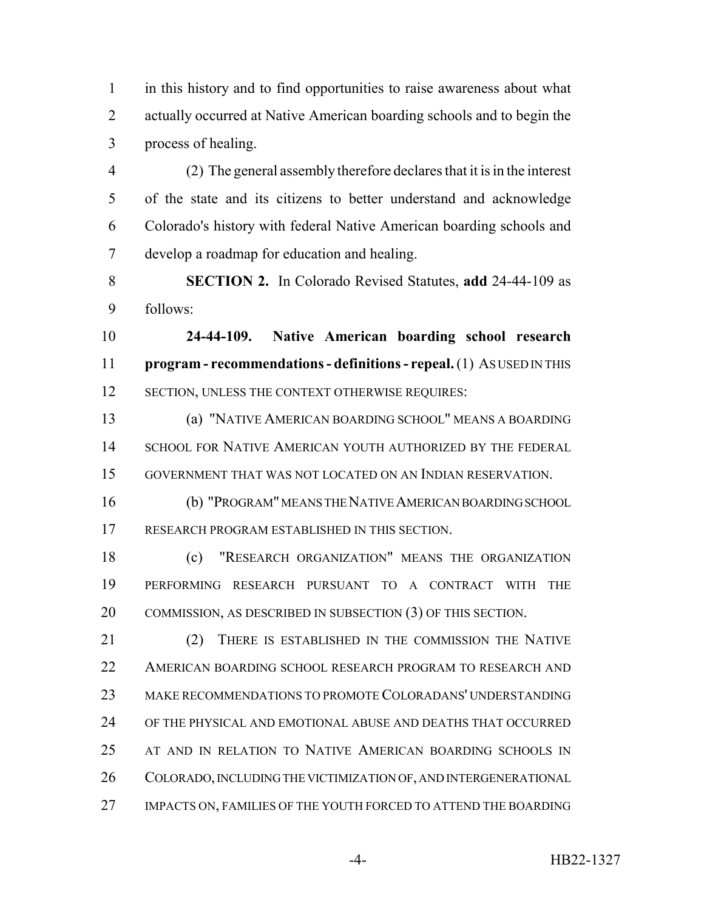in this history and to find opportunities to raise awareness about what actually occurred at Native American boarding schools and to begin the process of healing.

(2) The general assembly therefore declares that it is in the interest of the state and its citizens to better understand and acknowledge Colorado's history with federal Native American boarding schools and develop a roadmap for education and healing.

**SECTION 2.** In Colorado Revised Statutes, **add** 24-44-109 as follows:

**24-44-109. Native American boarding school research program - recommendations - definitions - repeal.** (1) AS USED IN THIS SECTION, UNLESS THE CONTEXT OTHERWISE REQUIRES:

(a) "NATIVE AMERICAN BOARDING SCHOOL" MEANS A BOARDING SCHOOL FOR NATIVE AMERICAN YOUTH AUTHORIZED BY THE FEDERAL GOVERNMENT THAT WAS NOT LOCATED ON AN INDIAN RESERVATION.

(b) "PROGRAM" MEANS THE NATIVE AMERICAN BOARDING SCHOOL RESEARCH PROGRAM ESTABLISHED IN THIS SECTION.

(c) "RESEARCH ORGANIZATION" MEANS THE ORGANIZATION PERFORMING RESEARCH PURSUANT TO A CONTRACT WITH THE COMMISSION, AS DESCRIBED IN SUBSECTION (3) OF THIS SECTION.

(2) THERE IS ESTABLISHED IN THE COMMISSION THE NATIVE AMERICAN BOARDING SCHOOL RESEARCH PROGRAM TO RESEARCH AND MAKE RECOMMENDATIONS TO PROMOTE COLORADANS' UNDERSTANDING OF THE PHYSICAL AND EMOTIONAL ABUSE AND DEATHS THAT OCCURRED AT AND IN RELATION TO NATIVE AMERICAN BOARDING SCHOOLS IN COLORADO, INCLUDING THE VICTIMIZATION OF, AND INTERGENERATIONAL IMPACTS ON, FAMILIES OF THE YOUTH FORCED TO ATTEND THE BOARDING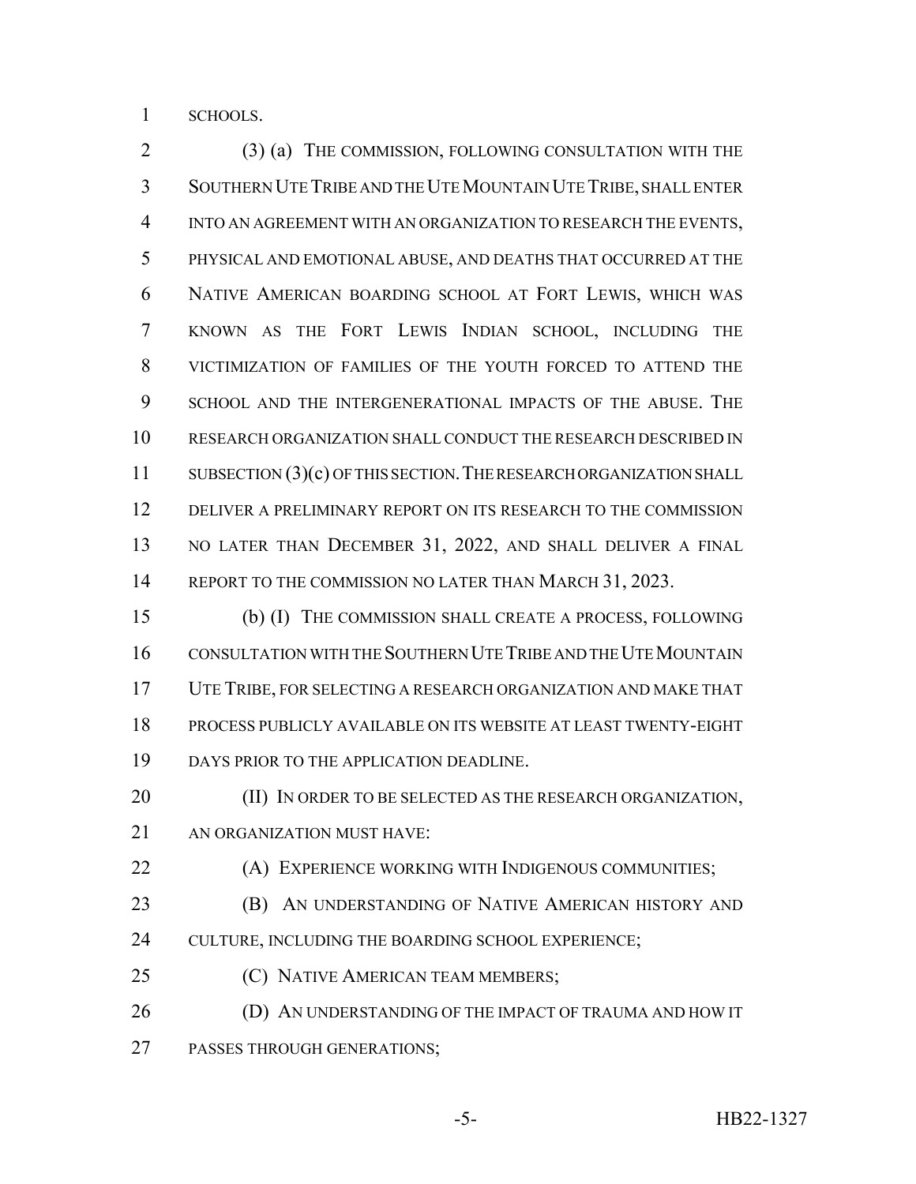SCHOOLS.

(3) (a) THE COMMISSION, FOLLOWING CONSULTATION WITH THE SOUTHERN UTE TRIBE AND THE UTE MOUNTAIN UTE TRIBE, SHALL ENTER INTO AN AGREEMENT WITH AN ORGANIZATION TO RESEARCH THE EVENTS, PHYSICAL AND EMOTIONAL ABUSE, AND DEATHS THAT OCCURRED AT THE NATIVE AMERICAN BOARDING SCHOOL AT FORT LEWIS, WHICH WAS KNOWN AS THE FORT LEWIS INDIAN SCHOOL, INCLUDING THE VICTIMIZATION OF FAMILIES OF THE YOUTH FORCED TO ATTEND THE SCHOOL AND THE INTERGENERATIONAL IMPACTS OF THE ABUSE. THE RESEARCH ORGANIZATION SHALL CONDUCT THE RESEARCH DESCRIBED IN SUBSECTION (3)(c) OF THIS SECTION. THE RESEARCH ORGANIZATION SHALL DELIVER A PRELIMINARY REPORT ON ITS RESEARCH TO THE COMMISSION NO LATER THAN DECEMBER 31, 2022, AND SHALL DELIVER A FINAL REPORT TO THE COMMISSION NO LATER THAN MARCH 31, 2023.

(b) (I) THE COMMISSION SHALL CREATE A PROCESS, FOLLOWING CONSULTATION WITH THE SOUTHERN UTE TRIBE AND THE UTE MOUNTAIN UTE TRIBE, FOR SELECTING A RESEARCH ORGANIZATION AND MAKE THAT PROCESS PUBLICLY AVAILABLE ON ITS WEBSITE AT LEAST TWENTY-EIGHT DAYS PRIOR TO THE APPLICATION DEADLINE.

(II) IN ORDER TO BE SELECTED AS THE RESEARCH ORGANIZATION, AN ORGANIZATION MUST HAVE:

(A) EXPERIENCE WORKING WITH INDIGENOUS COMMUNITIES;

(B) AN UNDERSTANDING OF NATIVE AMERICAN HISTORY AND CULTURE, INCLUDING THE BOARDING SCHOOL EXPERIENCE;

(C) NATIVE AMERICAN TEAM MEMBERS;

(D) AN UNDERSTANDING OF THE IMPACT OF TRAUMA AND HOW IT PASSES THROUGH GENERATIONS;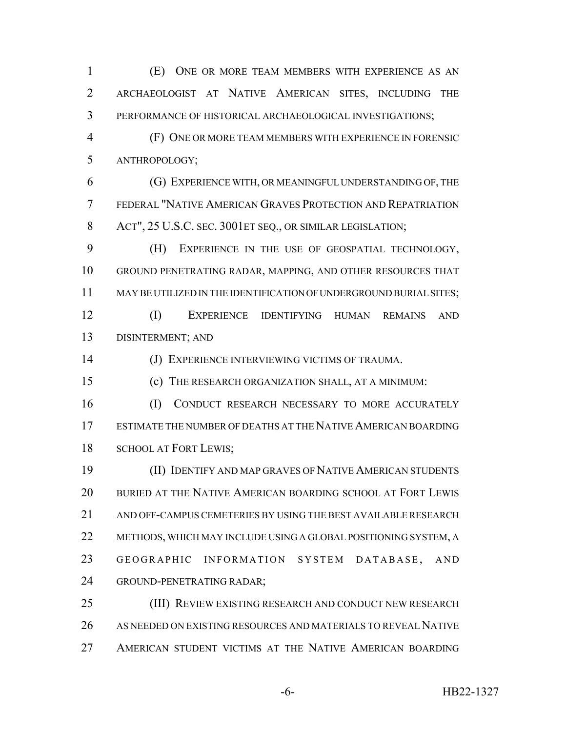(E) ONE OR MORE TEAM MEMBERS WITH EXPERIENCE AS AN ARCHAEOLOGIST AT NATIVE AMERICAN SITES, INCLUDING THE PERFORMANCE OF HISTORICAL ARCHAEOLOGICAL INVESTIGATIONS;

(F) ONE OR MORE TEAM MEMBERS WITH EXPERIENCE IN FORENSIC ANTHROPOLOGY;

(G) EXPERIENCE WITH, OR MEANINGFUL UNDERSTANDING OF, THE FEDERAL "NATIVE AMERICAN GRAVES PROTECTION AND REPATRIATION ACT", 25 U.S.C. SEC. 3001ET SEQ., OR SIMILAR LEGISLATION;

(H) EXPERIENCE IN THE USE OF GEOSPATIAL TECHNOLOGY, GROUND PENETRATING RADAR, MAPPING, AND OTHER RESOURCES THAT MAY BE UTILIZED IN THE IDENTIFICATION OF UNDERGROUND BURIAL SITES;

(I) EXPERIENCE IDENTIFYING HUMAN REMAINS AND DISINTERMENT; AND

(J) EXPERIENCE INTERVIEWING VICTIMS OF TRAUMA.

(c) THE RESEARCH ORGANIZATION SHALL, AT A MINIMUM:

(I) CONDUCT RESEARCH NECESSARY TO MORE ACCURATELY ESTIMATE THE NUMBER OF DEATHS AT THE NATIVE AMERICAN BOARDING SCHOOL AT FORT LEWIS;

(II) IDENTIFY AND MAP GRAVES OF NATIVE AMERICAN STUDENTS BURIED AT THE NATIVE AMERICAN BOARDING SCHOOL AT FORT LEWIS AND OFF-CAMPUS CEMETERIES BY USING THE BEST AVAILABLE RESEARCH METHODS, WHICH MAY INCLUDE USING A GLOBAL POSITIONING SYSTEM, A GEOGRAPHIC INFORMATION SYSTEM DATABASE, AND GROUND-PENETRATING RADAR;

(III) REVIEW EXISTING RESEARCH AND CONDUCT NEW RESEARCH AS NEEDED ON EXISTING RESOURCES AND MATERIALS TO REVEAL NATIVE AMERICAN STUDENT VICTIMS AT THE NATIVE AMERICAN BOARDING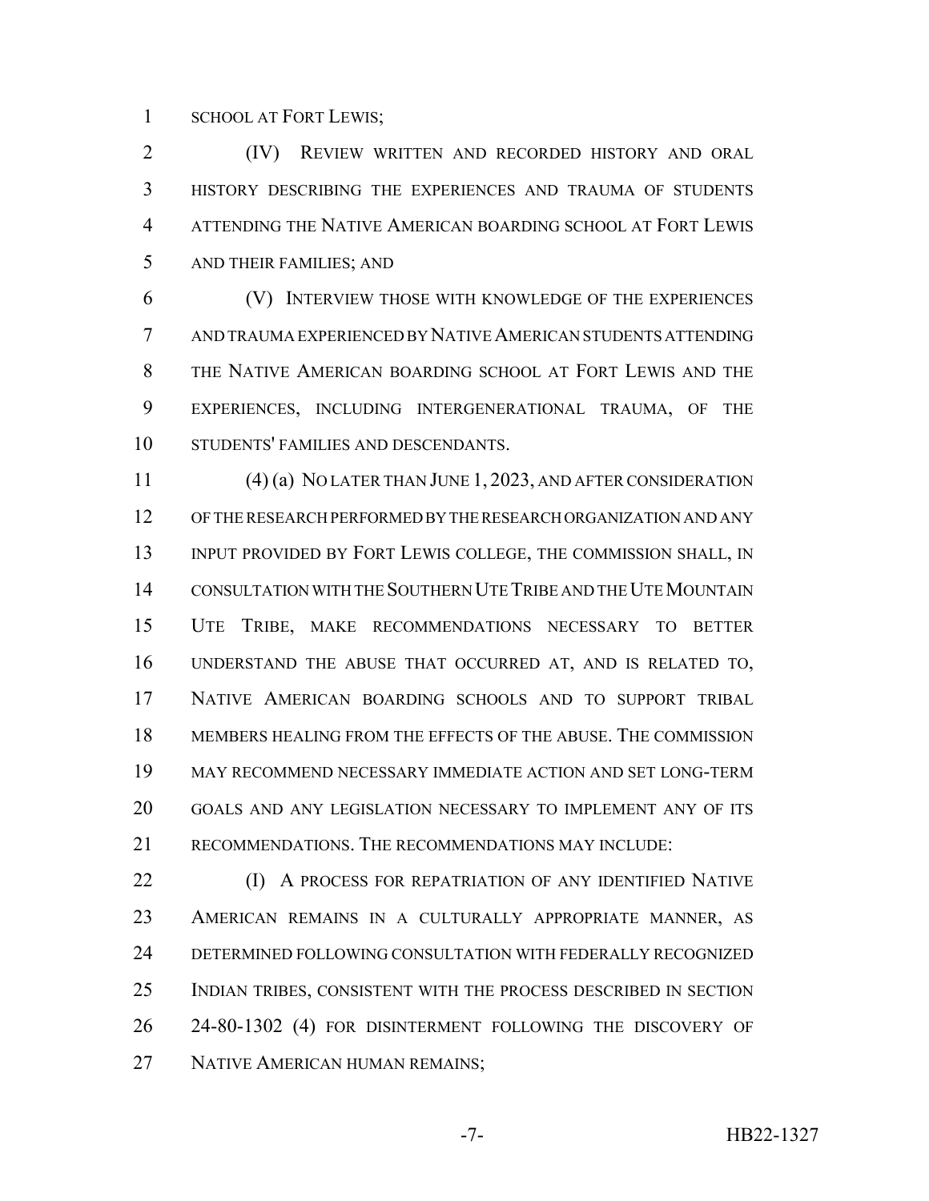SCHOOL AT FORT LEWIS;

(IV) REVIEW WRITTEN AND RECORDED HISTORY AND ORAL HISTORY DESCRIBING THE EXPERIENCES AND TRAUMA OF STUDENTS ATTENDING THE NATIVE AMERICAN BOARDING SCHOOL AT FORT LEWIS AND THEIR FAMILIES; AND

(V) INTERVIEW THOSE WITH KNOWLEDGE OF THE EXPERIENCES AND TRAUMA EXPERIENCED BY NATIVE AMERICAN STUDENTS ATTENDING THE NATIVE AMERICAN BOARDING SCHOOL AT FORT LEWIS AND THE EXPERIENCES, INCLUDING INTERGENERATIONAL TRAUMA, OF THE STUDENTS' FAMILIES AND DESCENDANTS.

(4) (a) NO LATER THAN JUNE 1, 2023, AND AFTER CONSIDERATION OF THE RESEARCH PERFORMED BY THE RESEARCH ORGANIZATION AND ANY INPUT PROVIDED BY FORT LEWIS COLLEGE, THE COMMISSION SHALL, IN CONSULTATION WITH THE SOUTHERN UTE TRIBE AND THE UTE MOUNTAIN UTE TRIBE, MAKE RECOMMENDATIONS NECESSARY TO BETTER UNDERSTAND THE ABUSE THAT OCCURRED AT, AND IS RELATED TO, NATIVE AMERICAN BOARDING SCHOOLS AND TO SUPPORT TRIBAL MEMBERS HEALING FROM THE EFFECTS OF THE ABUSE. THE COMMISSION MAY RECOMMEND NECESSARY IMMEDIATE ACTION AND SET LONG-TERM GOALS AND ANY LEGISLATION NECESSARY TO IMPLEMENT ANY OF ITS RECOMMENDATIONS. THE RECOMMENDATIONS MAY INCLUDE:

(I) A PROCESS FOR REPATRIATION OF ANY IDENTIFIED NATIVE AMERICAN REMAINS IN A CULTURALLY APPROPRIATE MANNER, AS DETERMINED FOLLOWING CONSULTATION WITH FEDERALLY RECOGNIZED INDIAN TRIBES, CONSISTENT WITH THE PROCESS DESCRIBED IN SECTION 24-80-1302 (4) FOR DISINTERMENT FOLLOWING THE DISCOVERY OF NATIVE AMERICAN HUMAN REMAINS;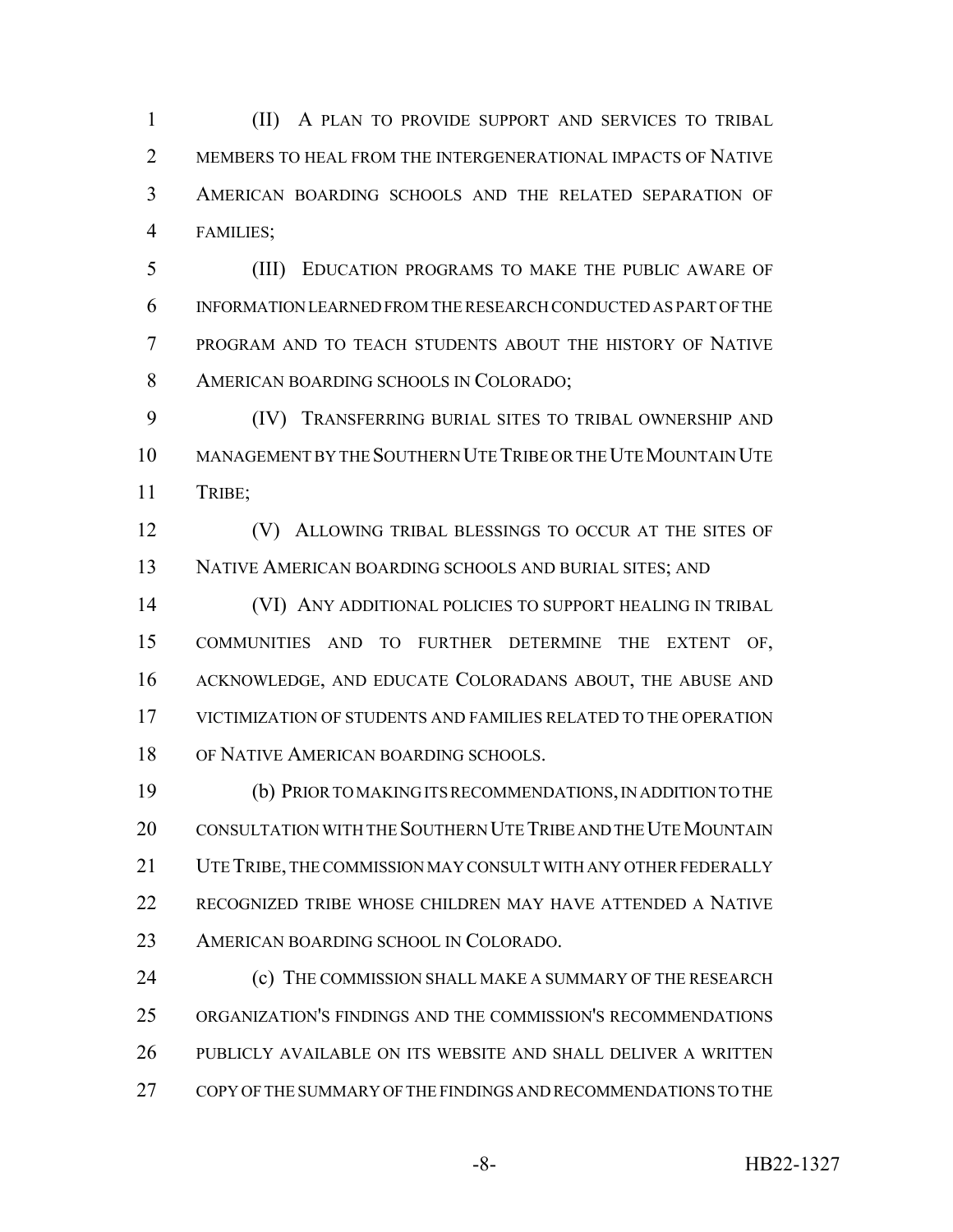(II) A PLAN TO PROVIDE SUPPORT AND SERVICES TO TRIBAL MEMBERS TO HEAL FROM THE INTERGENERATIONAL IMPACTS OF NATIVE AMERICAN BOARDING SCHOOLS AND THE RELATED SEPARATION OF FAMILIES;

(III) EDUCATION PROGRAMS TO MAKE THE PUBLIC AWARE OF INFORMATION LEARNED FROM THE RESEARCH CONDUCTED AS PART OF THE PROGRAM AND TO TEACH STUDENTS ABOUT THE HISTORY OF NATIVE AMERICAN BOARDING SCHOOLS IN COLORADO;

(IV) TRANSFERRING BURIAL SITES TO TRIBAL OWNERSHIP AND MANAGEMENT BY THE SOUTHERN UTE TRIBE OR THE UTE MOUNTAIN UTE TRIBE;

(V) ALLOWING TRIBAL BLESSINGS TO OCCUR AT THE SITES OF NATIVE AMERICAN BOARDING SCHOOLS AND BURIAL SITES; AND

(VI) ANY ADDITIONAL POLICIES TO SUPPORT HEALING IN TRIBAL COMMUNITIES AND TO FURTHER DETERMINE THE EXTENT OF, ACKNOWLEDGE, AND EDUCATE COLORADANS ABOUT, THE ABUSE AND VICTIMIZATION OF STUDENTS AND FAMILIES RELATED TO THE OPERATION OF NATIVE AMERICAN BOARDING SCHOOLS.

(b) PRIOR TO MAKING ITS RECOMMENDATIONS, IN ADDITION TO THE CONSULTATION WITH THE SOUTHERN UTE TRIBE AND THE UTE MOUNTAIN UTE TRIBE, THE COMMISSION MAY CONSULT WITH ANY OTHER FEDERALLY RECOGNIZED TRIBE WHOSE CHILDREN MAY HAVE ATTENDED A NATIVE AMERICAN BOARDING SCHOOL IN COLORADO.

(c) THE COMMISSION SHALL MAKE A SUMMARY OF THE RESEARCH ORGANIZATION'S FINDINGS AND THE COMMISSION'S RECOMMENDATIONS PUBLICLY AVAILABLE ON ITS WEBSITE AND SHALL DELIVER A WRITTEN COPY OF THE SUMMARY OF THE FINDINGS AND RECOMMENDATIONS TO THE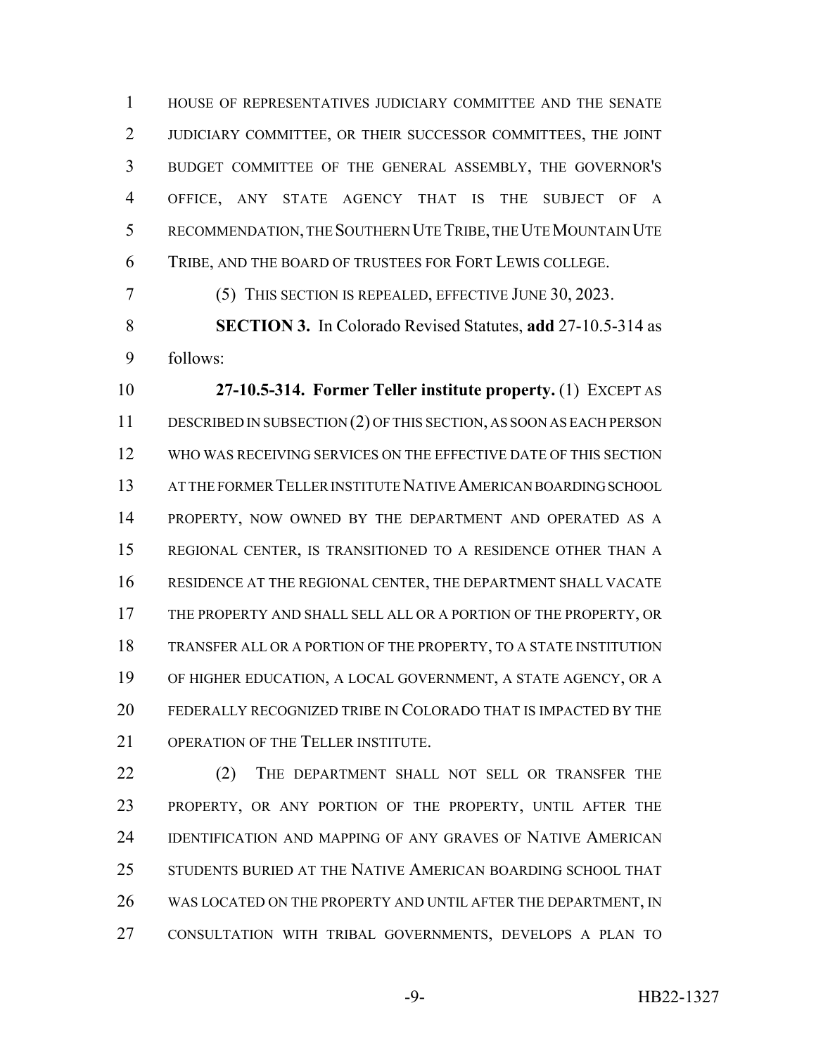HOUSE OF REPRESENTATIVES JUDICIARY COMMITTEE AND THE SENATE JUDICIARY COMMITTEE, OR THEIR SUCCESSOR COMMITTEES, THE JOINT BUDGET COMMITTEE OF THE GENERAL ASSEMBLY, THE GOVERNOR'S OFFICE, ANY STATE AGENCY THAT IS THE SUBJECT OF A RECOMMENDATION, THE SOUTHERN UTE TRIBE, THE UTE MOUNTAIN UTE TRIBE, AND THE BOARD OF TRUSTEES FOR FORT LEWIS COLLEGE.

(5) THIS SECTION IS REPEALED, EFFECTIVE JUNE 30, 2023.

**SECTION 3.** In Colorado Revised Statutes, **add** 27-10.5-314 as follows:

**27-10.5-314. Former Teller institute property.** (1) EXCEPT AS DESCRIBED IN SUBSECTION (2) OF THIS SECTION, AS SOON AS EACH PERSON WHO WAS RECEIVING SERVICES ON THE EFFECTIVE DATE OF THIS SECTION AT THE FORMER TELLER INSTITUTE NATIVE AMERICAN BOARDING SCHOOL PROPERTY, NOW OWNED BY THE DEPARTMENT AND OPERATED AS A REGIONAL CENTER, IS TRANSITIONED TO A RESIDENCE OTHER THAN A RESIDENCE AT THE REGIONAL CENTER, THE DEPARTMENT SHALL VACATE THE PROPERTY AND SHALL SELL ALL OR A PORTION OF THE PROPERTY, OR TRANSFER ALL OR A PORTION OF THE PROPERTY, TO A STATE INSTITUTION OF HIGHER EDUCATION, A LOCAL GOVERNMENT, A STATE AGENCY, OR A FEDERALLY RECOGNIZED TRIBE IN COLORADO THAT IS IMPACTED BY THE OPERATION OF THE TELLER INSTITUTE.

(2) THE DEPARTMENT SHALL NOT SELL OR TRANSFER THE PROPERTY, OR ANY PORTION OF THE PROPERTY, UNTIL AFTER THE IDENTIFICATION AND MAPPING OF ANY GRAVES OF NATIVE AMERICAN STUDENTS BURIED AT THE NATIVE AMERICAN BOARDING SCHOOL THAT WAS LOCATED ON THE PROPERTY AND UNTIL AFTER THE DEPARTMENT, IN CONSULTATION WITH TRIBAL GOVERNMENTS, DEVELOPS A PLAN TO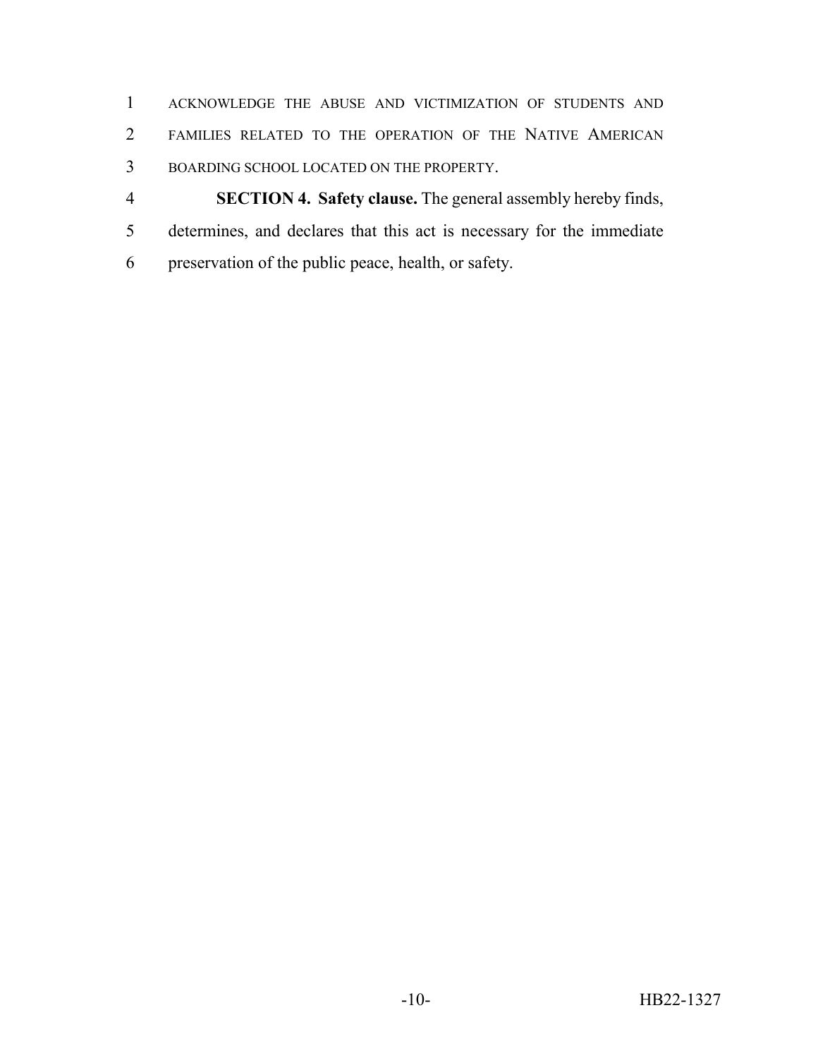ACKNOWLEDGE THE ABUSE AND VICTIMIZATION OF STUDENTS AND FAMILIES RELATED TO THE OPERATION OF THE NATIVE AMERICAN BOARDING SCHOOL LOCATED ON THE PROPERTY.

**SECTION 4. Safety clause.** The general assembly hereby finds, determines, and declares that this act is necessary for the immediate preservation of the public peace, health, or safety.